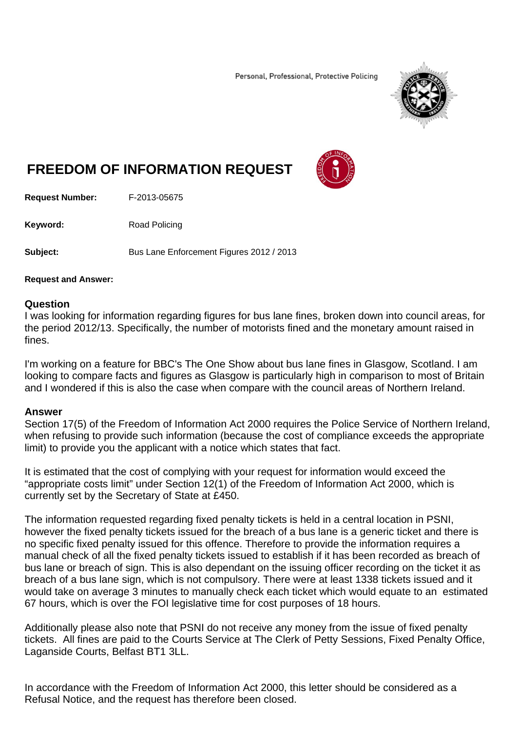Personal, Professional, Protective Policing

# FREEDOM OF INFORMATION REQUEST

**Request Number:** F-2013-05675

**Keyword:** Road Policing

**Subject:** Bus Lane Enforcement Figures 2012 / 2013

**Request and Answer:**

## Question

I was looking for information regarding figures for bus lane fines, broken down into council areas, for the period 2012/13. Specifically, the number of motorists fined and the monetary amount raised in fines.

I'm working on a feature for BBC's The One Show about bus lane fines in Glasgow, Scotland. I am looking to compare facts and figures as Glasgow is particularly high in comparison to most of Britain and I wondered if this is also the case when compare with the council areas of Northern Ireland.

## Answer

Section 17(5) of the Freedom of Information Act 2000 requires the Police Service of Northern Ireland, when refusing to provide such information (because the cost of compliance exceeds the appropriate limit) to provide you the applicant with a notice which states that fact.

It is estimated that the cost of complying with your request for information would exceed the "appropriate costs limit" under Section 12(1) of the Freedom of Information Act 2000, which is currently set by the Secretary of State at £450.

The information requested regarding fixed penalty tickets is held in a central location in PSNI, however the fixed penalty tickets issued for the breach of a bus lane is a generic ticket and there is no specific fixed penalty issued for this offence. Therefore to provide the information requires a manual check of all the fixed penalty tickets issued to establish if it has been recorded as breach of bus lane or breach of sign. This is also dependant on the issuing officer recording on the ticket it as breach of a bus lane sign, which is not compulsory. There were at least 1338 tickets issued and it would take on average 3 minutes to manually check each ticket which would equate to an estimated 67 hours, which is over the FOI legislative time for cost purposes of 18 hours.

Additionally please also note that PSNI do not receive any money from the issue of fixed penalty tickets. All fines are paid to the Courts Service at The Clerk of Petty Sessions, Fixed Penalty Office, Laganside Courts, Belfast BT1 3LL.

In accordance with the Freedom of Information Act 2000, this letter should be considered as a Refusal Notice, and the request has therefore been closed.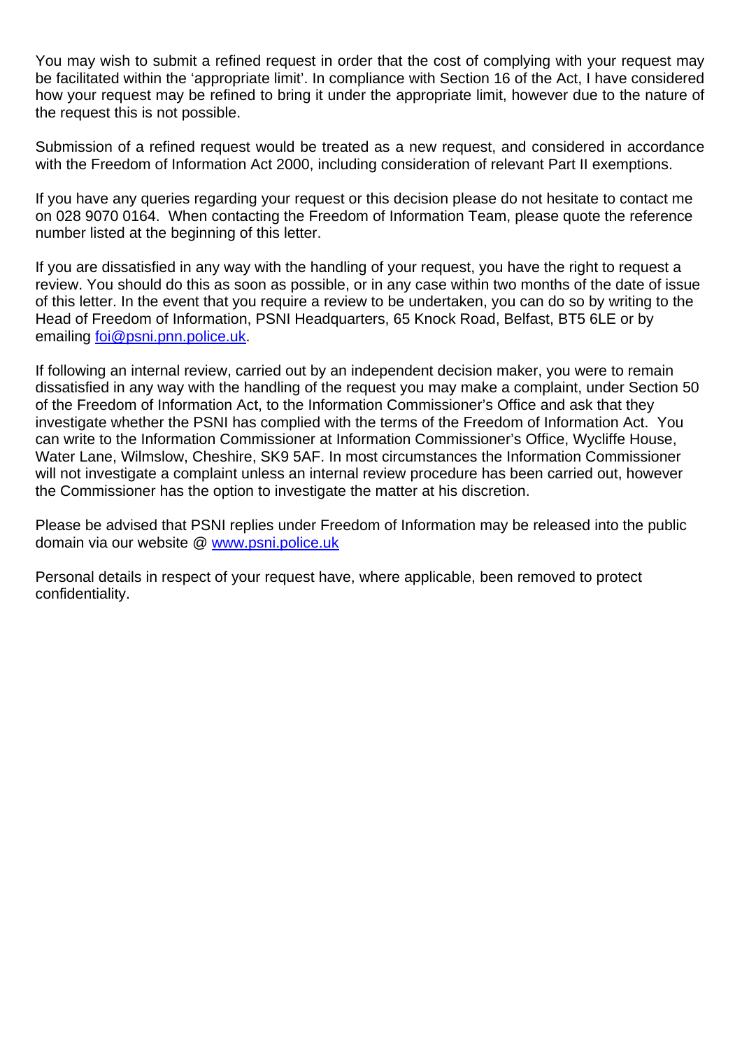You may wish to submit a refined request in order that the cost of complying with your request may be facilitated within the 'appropriate limit'. In compliance with Section 16 of the Act, I have considered how your request may be refined to bring it under the appropriate limit, however due to the nature of the request this is not possible.

Submission of a refined request would be treated as a new request, and considered in accordance with the Freedom of Information Act 2000, including consideration of relevant Part II exemptions.

If you have any queries regarding your request or this decision please do not hesitate to contact me on 028 9070 0164. When contacting the Freedom of Information Team, please quote the reference number listed at the beginning of this letter.

If you are dissatisfied in any way with the handling of your request, you have the right to request a review. You should do this as soon as possible, or in any case within two months of the date of issue of this letter. In the event that you require a review to be undertaken, you can do so by writing to the Head of Freedom of Information, PSNI Headquarters, 65 Knock Road, Belfast, BT5 6LE or by emailing foi@psni.pnn.police.uk.

If following an internal review, carried out by an independent decision maker, you were to remain dissatisfied in any way with the handling of the request you may make a complaint, under Section 50 of the Freedom of Information Act, to the Information Commissioner's Office and ask that they investigate whether the PSNI has complied with the terms of the Freedom of Information Act. You can write to the Information Commissioner at Information Commissioner's Office, Wycliffe House, Water Lane, Wilmslow, Cheshire, SK9 5AF. In most circumstances the Information Commissioner will not investigate a complaint unless an internal review procedure has been carried out, however the Commissioner has the option to investigate the matter at his discretion.

Please be advised that PSNI replies under Freedom of Information may be released into the public domain via our website @ www.psni.police.uk

Personal details in respect of your request have, where applicable, been removed to protect confidentiality.